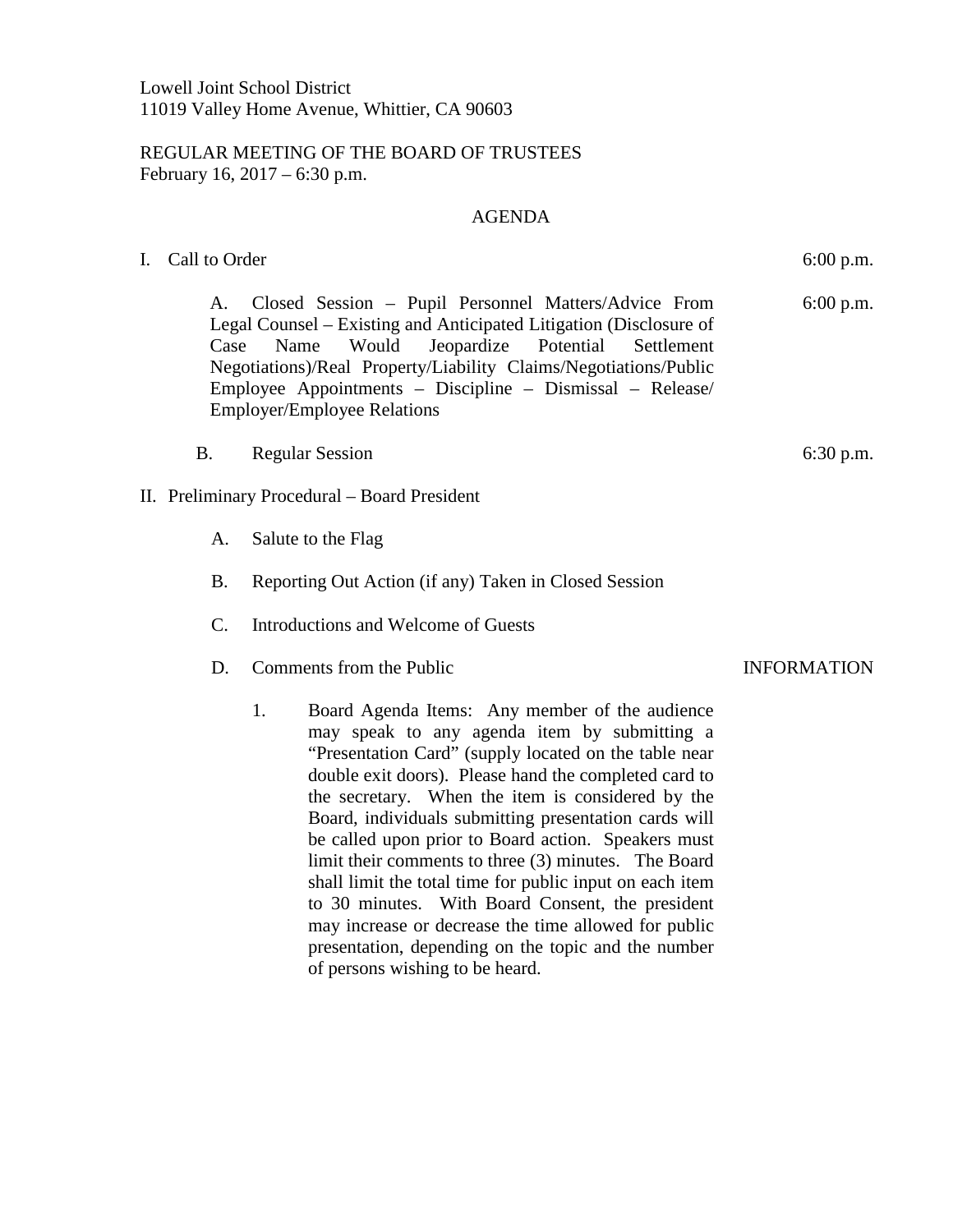Lowell Joint School District
11019 Valley Home Avenue, Whittier, CA 90603

REGULAR MEETING OF THE BOARD OF TRUSTEES
February 16, 2017 – 6:30 p.m.

# AGENDA

I. Call to Order — 6:00 p.m.

&nbsp;&nbsp;&nbsp;&nbsp;A. Closed Session – Pupil Personnel Matters/Advice From Legal Counsel – Existing and Anticipated Litigation (Disclosure of Case Name Would Jeopardize Potential Settlement Negotiations)/Real Property/Liability Claims/Negotiations/Public Employee Appointments – Discipline – Dismissal – Release/ Employer/Employee Relations — 6:00 p.m.

&nbsp;&nbsp;&nbsp;&nbsp;B. Regular Session — 6:30 p.m.

II. Preliminary Procedural – Board President

&nbsp;&nbsp;&nbsp;&nbsp;A. Salute to the Flag

&nbsp;&nbsp;&nbsp;&nbsp;B. Reporting Out Action (if any) Taken in Closed Session

&nbsp;&nbsp;&nbsp;&nbsp;C. Introductions and Welcome of Guests

&nbsp;&nbsp;&nbsp;&nbsp;D. Comments from the Public — INFORMATION

&nbsp;&nbsp;&nbsp;&nbsp;&nbsp;&nbsp;&nbsp;&nbsp;1. Board Agenda Items: Any member of the audience may speak to any agenda item by submitting a "Presentation Card" (supply located on the table near double exit doors). Please hand the completed card to the secretary. When the item is considered by the Board, individuals submitting presentation cards will be called upon prior to Board action. Speakers must limit their comments to three (3) minutes. The Board shall limit the total time for public input on each item to 30 minutes. With Board Consent, the president may increase or decrease the time allowed for public presentation, depending on the topic and the number of persons wishing to be heard.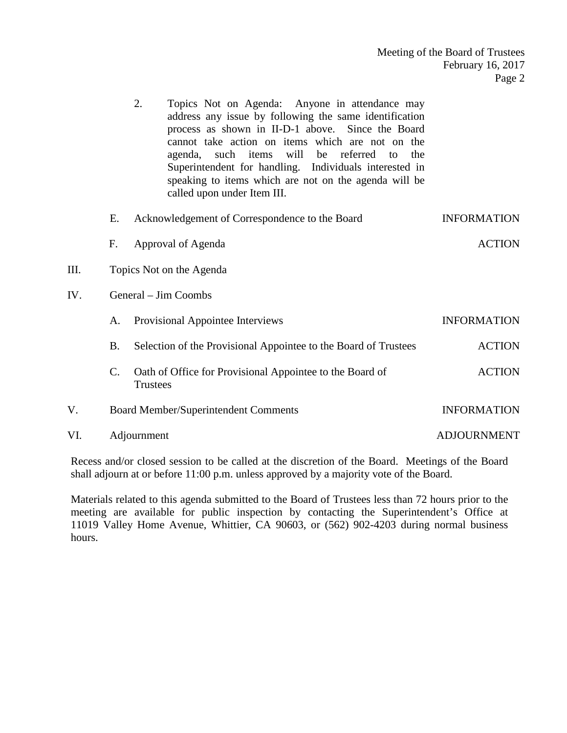2. Topics Not on Agenda: Anyone in attendance may address any issue by following the same identification process as shown in II-D-1 above. Since the Board cannot take action on items which are not on the agenda, such items will be referred to the Superintendent for handling. Individuals interested in speaking to items which are not on the agenda will be called upon under Item III.

| | | | |
|---|---|---|---|
| | E. | Acknowledgement of Correspondence to the Board | INFORMATION |
| | F. | Approval of Agenda | ACTION |
| III. | Topics Not on the Agenda | | |
| IV. | General – Jim Coombs | | |
| | A. | Provisional Appointee Interviews | INFORMATION |
| | B. | Selection of the Provisional Appointee to the Board of Trustees | ACTION |
| | C. | Oath of Office for Provisional Appointee to the Board of Trustees | ACTION |
| V. | Board Member/Superintendent Comments | | INFORMATION |
| VI. | Adjournment | | ADJOURNMENT |

Recess and/or closed session to be called at the discretion of the Board. Meetings of the Board shall adjourn at or before 11:00 p.m. unless approved by a majority vote of the Board.

Materials related to this agenda submitted to the Board of Trustees less than 72 hours prior to the meeting are available for public inspection by contacting the Superintendent's Office at 11019 Valley Home Avenue, Whittier, CA 90603, or (562) 902-4203 during normal business hours.